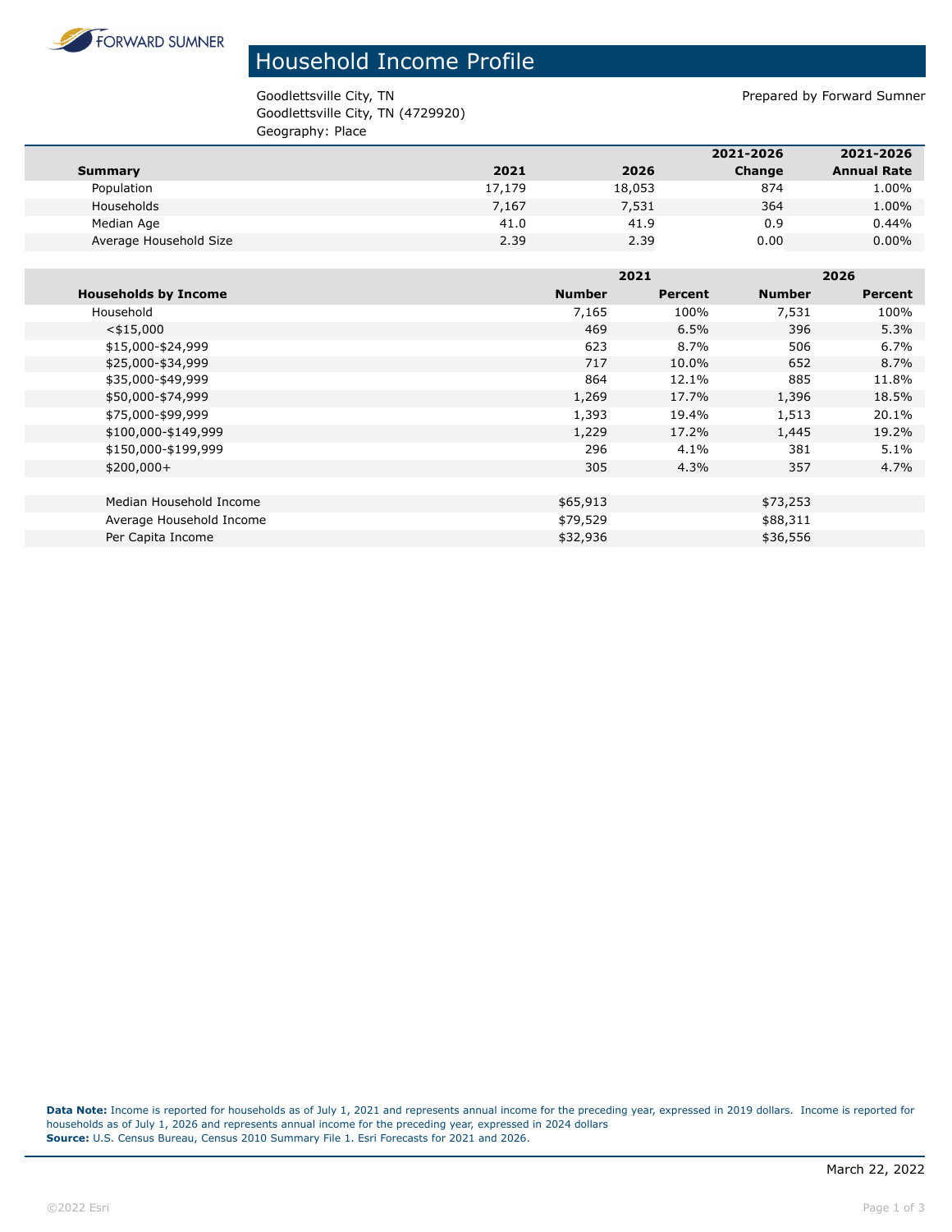FORWARD SUMNER

# Household Income Profile

Goodlettsville City, TN
Goodlettsville City, TN (4729920)
Geography: Place

Prepared by Forward Sumner

| Summary | 2021 | 2026 | 2021-2026 Change | 2021-2026 Annual Rate |
|---|---|---|---|---|
| Population | 17,179 | 18,053 | 874 | 1.00% |
| Households | 7,167 | 7,531 | 364 | 1.00% |
| Median Age | 41.0 | 41.9 | 0.9 | 0.44% |
| Average Household Size | 2.39 | 2.39 | 0.00 | 0.00% |

| | 2021 | | 2026 | |
|---|---|---|---|---|
| **Households by Income** | **Number** | **Percent** | **Number** | **Percent** |
| Household | 7,165 | 100% | 7,531 | 100% |
| <$15,000 | 469 | 6.5% | 396 | 5.3% |
| $15,000-$24,999 | 623 | 8.7% | 506 | 6.7% |
| $25,000-$34,999 | 717 | 10.0% | 652 | 8.7% |
| $35,000-$49,999 | 864 | 12.1% | 885 | 11.8% |
| $50,000-$74,999 | 1,269 | 17.7% | 1,396 | 18.5% |
| $75,000-$99,999 | 1,393 | 19.4% | 1,513 | 20.1% |
| $100,000-$149,999 | 1,229 | 17.2% | 1,445 | 19.2% |
| $150,000-$199,999 | 296 | 4.1% | 381 | 5.1% |
| $200,000+ | 305 | 4.3% | 357 | 4.7% |
| | | | | |
| Median Household Income | $65,913 | | $73,253 | |
| Average Household Income | $79,529 | | $88,311 | |
| Per Capita Income | $32,936 | | $36,556 | |

**Data Note:** Income is reported for households as of July 1, 2021 and represents annual income for the preceding year, expressed in 2019 dollars. Income is reported for households as of July 1, 2026 and represents annual income for the preceding year, expressed in 2024 dollars
**Source:** U.S. Census Bureau, Census 2010 Summary File 1. Esri Forecasts for 2021 and 2026.

March 22, 2022

©2022 Esri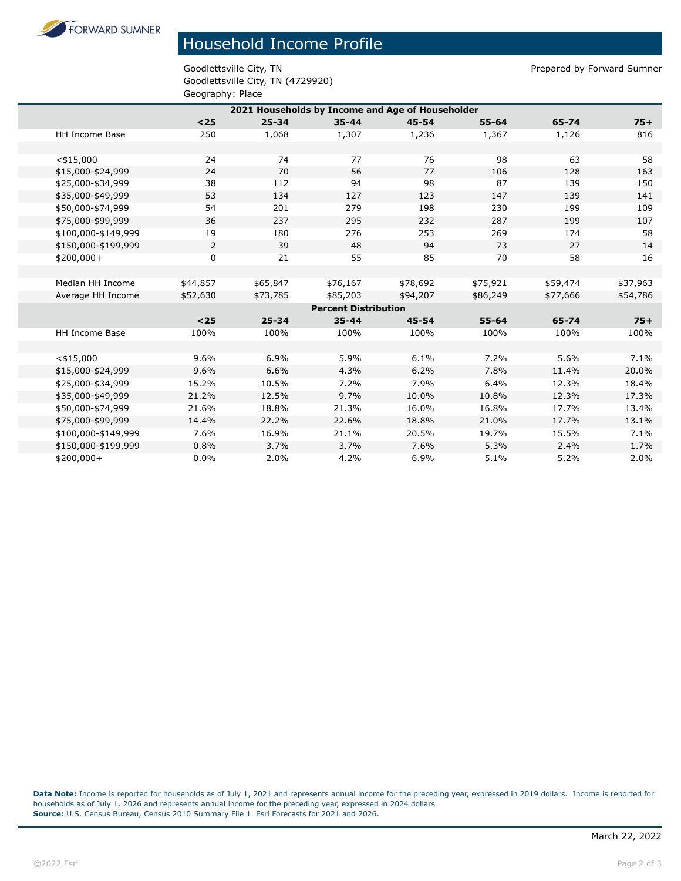# Household Income Profile

Goodlettsville City, TN
Goodlettsville City, TN (4729920)
Geography: Place

Prepared by Forward Sumner

| 2021 Households by Income and Age of Householder | | | | | | | |
|---|---|---|---|---|---|---|---|
| | <25 | 25-34 | 35-44 | 45-54 | 55-64 | 65-74 | 75+ |
| HH Income Base | 250 | 1,068 | 1,307 | 1,236 | 1,367 | 1,126 | 816 |
| | | | | | | | |
| <$15,000 | 24 | 74 | 77 | 76 | 98 | 63 | 58 |
| $15,000-$24,999 | 24 | 70 | 56 | 77 | 106 | 128 | 163 |
| $25,000-$34,999 | 38 | 112 | 94 | 98 | 87 | 139 | 150 |
| $35,000-$49,999 | 53 | 134 | 127 | 123 | 147 | 139 | 141 |
| $50,000-$74,999 | 54 | 201 | 279 | 198 | 230 | 199 | 109 |
| $75,000-$99,999 | 36 | 237 | 295 | 232 | 287 | 199 | 107 |
| $100,000-$149,999 | 19 | 180 | 276 | 253 | 269 | 174 | 58 |
| $150,000-$199,999 | 2 | 39 | 48 | 94 | 73 | 27 | 14 |
| $200,000+ | 0 | 21 | 55 | 85 | 70 | 58 | 16 |
| | | | | | | | |
| Median HH Income | $44,857 | $65,847 | $76,167 | $78,692 | $75,921 | $59,474 | $37,963 |
| Average HH Income | $52,630 | $73,785 | $85,203 | $94,207 | $86,249 | $77,666 | $54,786 |
| **Percent Distribution** | | | | | | | |
| | <25 | 25-34 | 35-44 | 45-54 | 55-64 | 65-74 | 75+ |
| HH Income Base | 100% | 100% | 100% | 100% | 100% | 100% | 100% |
| | | | | | | | |
| <$15,000 | 9.6% | 6.9% | 5.9% | 6.1% | 7.2% | 5.6% | 7.1% |
| $15,000-$24,999 | 9.6% | 6.6% | 4.3% | 6.2% | 7.8% | 11.4% | 20.0% |
| $25,000-$34,999 | 15.2% | 10.5% | 7.2% | 7.9% | 6.4% | 12.3% | 18.4% |
| $35,000-$49,999 | 21.2% | 12.5% | 9.7% | 10.0% | 10.8% | 12.3% | 17.3% |
| $50,000-$74,999 | 21.6% | 18.8% | 21.3% | 16.0% | 16.8% | 17.7% | 13.4% |
| $75,000-$99,999 | 14.4% | 22.2% | 22.6% | 18.8% | 21.0% | 17.7% | 13.1% |
| $100,000-$149,999 | 7.6% | 16.9% | 21.1% | 20.5% | 19.7% | 15.5% | 7.1% |
| $150,000-$199,999 | 0.8% | 3.7% | 3.7% | 7.6% | 5.3% | 2.4% | 1.7% |
| $200,000+ | 0.0% | 2.0% | 4.2% | 6.9% | 5.1% | 5.2% | 2.0% |

**Data Note:** Income is reported for households as of July 1, 2021 and represents annual income for the preceding year, expressed in 2019 dollars. Income is reported for households as of July 1, 2026 and represents annual income for the preceding year, expressed in 2024 dollars
**Source:** U.S. Census Bureau, Census 2010 Summary File 1. Esri Forecasts for 2021 and 2026.

March 22, 2022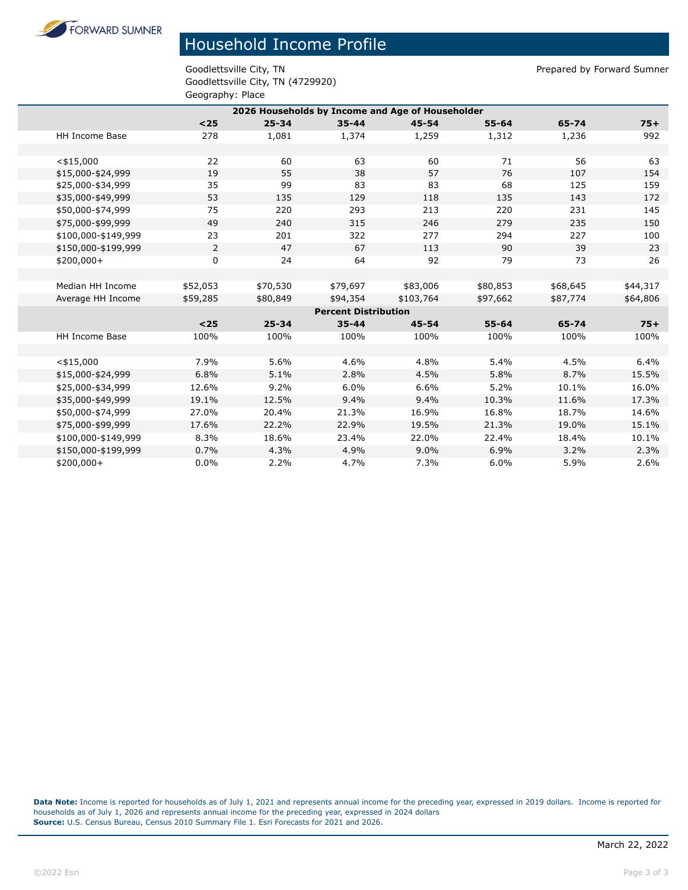# Household Income Profile

Goodlettsville City, TN
Goodlettsville City, TN (4729920)
Geography: Place

Prepared by Forward Sumner

**2026 Households by Income and Age of Householder**

| | <25 | 25-34 | 35-44 | 45-54 | 55-64 | 65-74 | 75+ |
|---|---|---|---|---|---|---|---|
| HH Income Base | 278 | 1,081 | 1,374 | 1,259 | 1,312 | 1,236 | 992 |
| | | | | | | | |
| <$15,000 | 22 | 60 | 63 | 60 | 71 | 56 | 63 |
| $15,000-$24,999 | 19 | 55 | 38 | 57 | 76 | 107 | 154 |
| $25,000-$34,999 | 35 | 99 | 83 | 83 | 68 | 125 | 159 |
| $35,000-$49,999 | 53 | 135 | 129 | 118 | 135 | 143 | 172 |
| $50,000-$74,999 | 75 | 220 | 293 | 213 | 220 | 231 | 145 |
| $75,000-$99,999 | 49 | 240 | 315 | 246 | 279 | 235 | 150 |
| $100,000-$149,999 | 23 | 201 | 322 | 277 | 294 | 227 | 100 |
| $150,000-$199,999 | 2 | 47 | 67 | 113 | 90 | 39 | 23 |
| $200,000+ | 0 | 24 | 64 | 92 | 79 | 73 | 26 |
| | | | | | | | |
| Median HH Income | $52,053 | $70,530 | $79,697 | $83,006 | $80,853 | $68,645 | $44,317 |
| Average HH Income | $59,285 | $80,849 | $94,354 | $103,764 | $97,662 | $87,774 | $64,806 |

**Percent Distribution**

| | <25 | 25-34 | 35-44 | 45-54 | 55-64 | 65-74 | 75+ |
|---|---|---|---|---|---|---|---|
| HH Income Base | 100% | 100% | 100% | 100% | 100% | 100% | 100% |
| | | | | | | | |
| <$15,000 | 7.9% | 5.6% | 4.6% | 4.8% | 5.4% | 4.5% | 6.4% |
| $15,000-$24,999 | 6.8% | 5.1% | 2.8% | 4.5% | 5.8% | 8.7% | 15.5% |
| $25,000-$34,999 | 12.6% | 9.2% | 6.0% | 6.6% | 5.2% | 10.1% | 16.0% |
| $35,000-$49,999 | 19.1% | 12.5% | 9.4% | 9.4% | 10.3% | 11.6% | 17.3% |
| $50,000-$74,999 | 27.0% | 20.4% | 21.3% | 16.9% | 16.8% | 18.7% | 14.6% |
| $75,000-$99,999 | 17.6% | 22.2% | 22.9% | 19.5% | 21.3% | 19.0% | 15.1% |
| $100,000-$149,999 | 8.3% | 18.6% | 23.4% | 22.0% | 22.4% | 18.4% | 10.1% |
| $150,000-$199,999 | 0.7% | 4.3% | 4.9% | 9.0% | 6.9% | 3.2% | 2.3% |
| $200,000+ | 0.0% | 2.2% | 4.7% | 7.3% | 6.0% | 5.9% | 2.6% |

**Data Note:** Income is reported for households as of July 1, 2021 and represents annual income for the preceding year, expressed in 2019 dollars. Income is reported for households as of July 1, 2026 and represents annual income for the preceding year, expressed in 2024 dollars
**Source:** U.S. Census Bureau, Census 2010 Summary File 1. Esri Forecasts for 2021 and 2026.

March 22, 2022

©2022 Esri